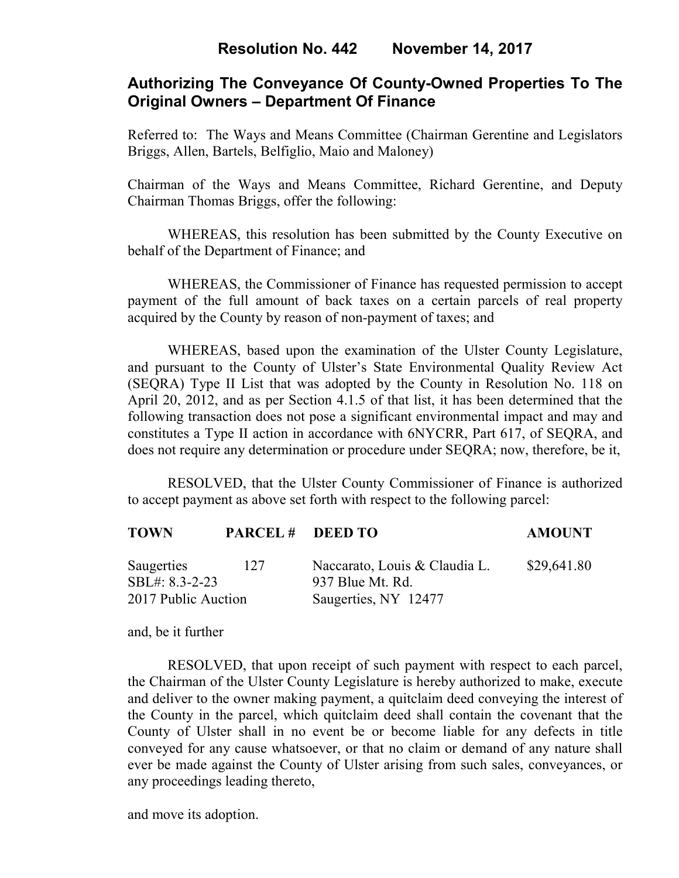# Resolution No. 442 November 14, 2017

## Authorizing The Conveyance Of County-Owned Properties To The Original Owners – Department Of Finance

Referred to: The Ways and Means Committee (Chairman Gerentine and Legislators Briggs, Allen, Bartels, Belfiglio, Maio and Maloney)

Chairman of the Ways and Means Committee, Richard Gerentine, and Deputy Chairman Thomas Briggs, offer the following:

WHEREAS, this resolution has been submitted by the County Executive on behalf of the Department of Finance; and

WHEREAS, the Commissioner of Finance has requested permission to accept payment of the full amount of back taxes on a certain parcels of real property acquired by the County by reason of non-payment of taxes; and

WHEREAS, based upon the examination of the Ulster County Legislature, and pursuant to the County of Ulster's State Environmental Quality Review Act (SEQRA) Type II List that was adopted by the County in Resolution No. 118 on April 20, 2012, and as per Section 4.1.5 of that list, it has been determined that the following transaction does not pose a significant environmental impact and may and constitutes a Type II action in accordance with 6NYCRR, Part 617, of SEQRA, and does not require any determination or procedure under SEQRA; now, therefore, be it,

RESOLVED, that the Ulster County Commissioner of Finance is authorized to accept payment as above set forth with respect to the following parcel:

| TOWN | PARCEL # | DEED TO | AMOUNT |
|---|---|---|---|
| Saugerties<br>SBL#: 8.3-2-23<br>2017 Public Auction | 127 | Naccarato, Louis & Claudia L.<br>937 Blue Mt. Rd.<br>Saugerties, NY 12477 | $29,641.80 |

and, be it further

RESOLVED, that upon receipt of such payment with respect to each parcel, the Chairman of the Ulster County Legislature is hereby authorized to make, execute and deliver to the owner making payment, a quitclaim deed conveying the interest of the County in the parcel, which quitclaim deed shall contain the covenant that the County of Ulster shall in no event be or become liable for any defects in title conveyed for any cause whatsoever, or that no claim or demand of any nature shall ever be made against the County of Ulster arising from such sales, conveyances, or any proceedings leading thereto,

and move its adoption.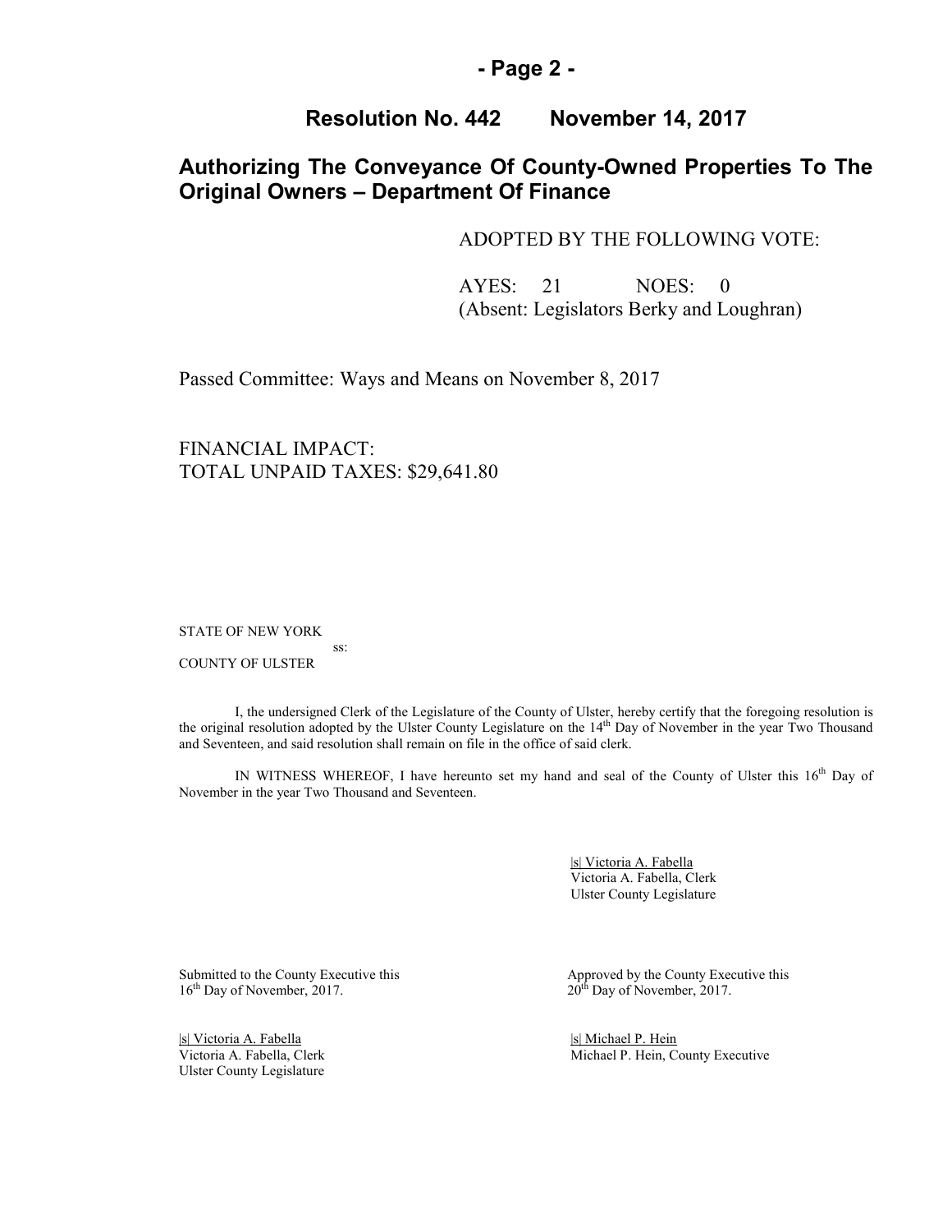## Resolution No. 442 November 14, 2017

## Authorizing The Conveyance Of County-Owned Properties To The Original Owners – Department Of Finance

ADOPTED BY THE FOLLOWING VOTE:

AYES: 21 NOES: 0
(Absent: Legislators Berky and Loughran)

Passed Committee: Ways and Means on November 8, 2017

FINANCIAL IMPACT:
TOTAL UNPAID TAXES: $29,641.80

STATE OF NEW YORK
ss:
COUNTY OF ULSTER

I, the undersigned Clerk of the Legislature of the County of Ulster, hereby certify that the foregoing resolution is the original resolution adopted by the Ulster County Legislature on the 14th Day of November in the year Two Thousand and Seventeen, and said resolution shall remain on file in the office of said clerk.

IN WITNESS WHEREOF, I have hereunto set my hand and seal of the County of Ulster this 16th Day of November in the year Two Thousand and Seventeen.

|s| Victoria A. Fabella
Victoria A. Fabella, Clerk
Ulster County Legislature

Submitted to the County Executive this 16th Day of November, 2017.

|s| Victoria A. Fabella
Victoria A. Fabella, Clerk
Ulster County Legislature

Approved by the County Executive this 20th Day of November, 2017.

|s| Michael P. Hein
Michael P. Hein, County Executive